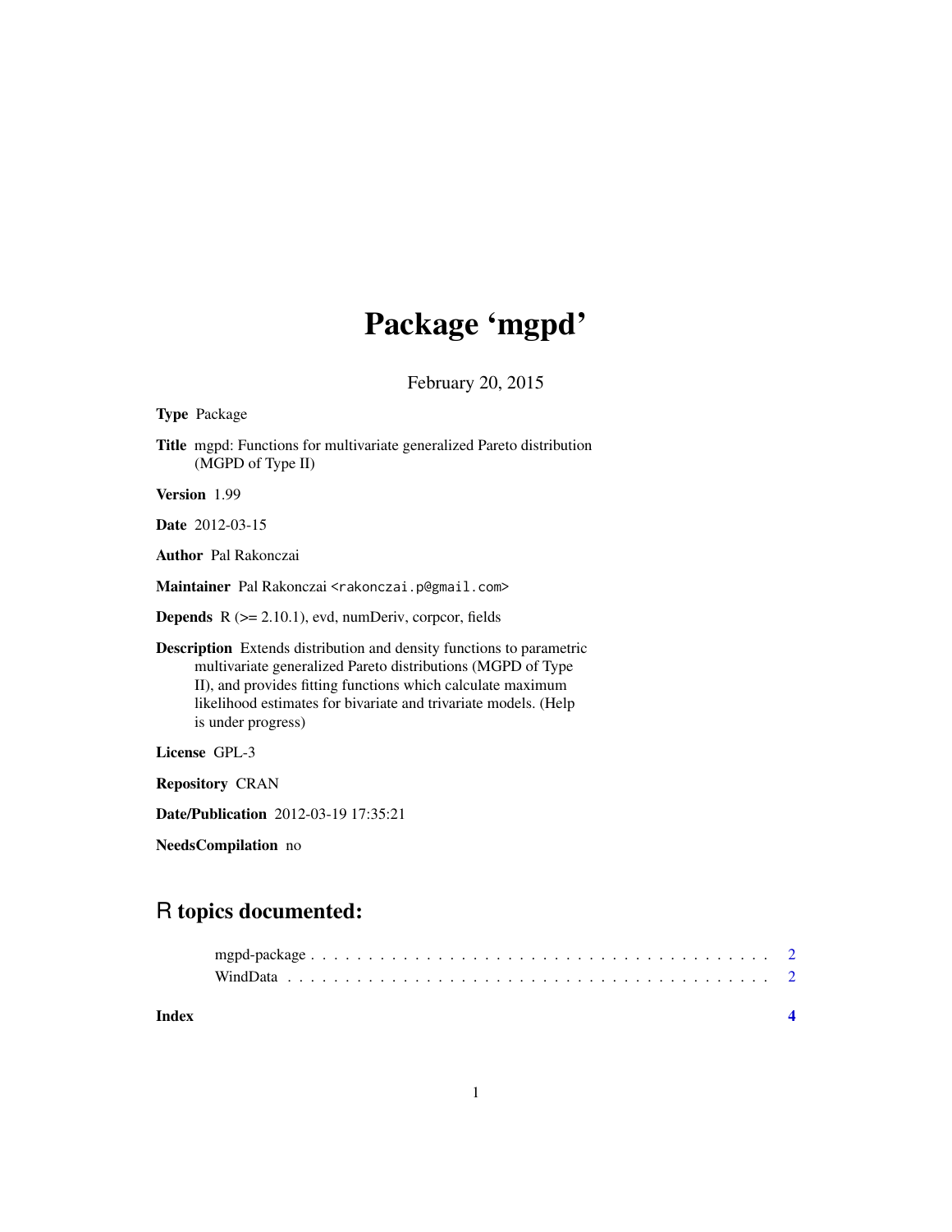# Package 'mgpd'

February 20, 2015

**Type** Package

**Title** mgpd: Functions for multivariate generalized Pareto distribution (MGPD of Type II)

**Version** 1.99

**Date** 2012-03-15

**Author** Pal Rakonczai

**Maintainer** Pal Rakonczai <rakonczai.p@gmail.com>

**Depends** R (>= 2.10.1), evd, numDeriv, corpcor, fields

**Description** Extends distribution and density functions to parametric multivariate generalized Pareto distributions (MGPD of Type II), and provides fitting functions which calculate maximum likelihood estimates for bivariate and trivariate models. (Help is under progress)

**License** GPL-3

**Repository** CRAN

**Date/Publication** 2012-03-19 17:35:21

**NeedsCompilation** no

## R topics documented:

mgpd-package . . . . . . . . . . . . . . . . . . . . . . . . . . . . . . . . . . . . . . . 2
WindData . . . . . . . . . . . . . . . . . . . . . . . . . . . . . . . . . . . . . . . . . 2

**Index** **4**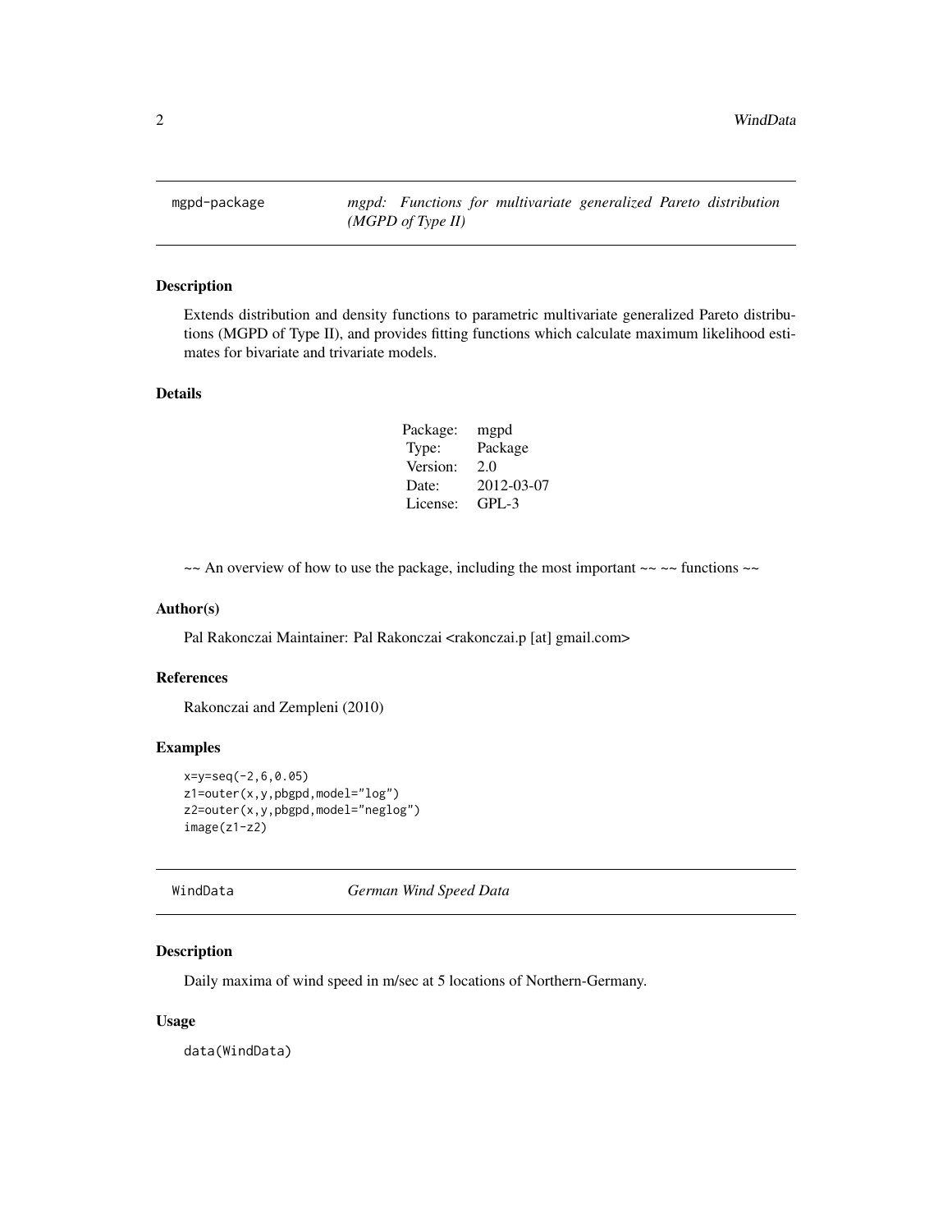## mgpd-package — *mgpd: Functions for multivariate generalized Pareto distribution (MGPD of Type II)*

### Description

Extends distribution and density functions to parametric multivariate generalized Pareto distributions (MGPD of Type II), and provides fitting functions which calculate maximum likelihood estimates for bivariate and trivariate models.

### Details

| | |
|---|---|
| Package: | mgpd |
| Type: | Package |
| Version: | 2.0 |
| Date: | 2012-03-07 |
| License: | GPL-3 |

~~ An overview of how to use the package, including the most important ~~ ~~ functions ~~

### Author(s)

Pal Rakonczai Maintainer: Pal Rakonczai <rakonczai.p [at] gmail.com>

### References

Rakonczai and Zempleni (2010)

### Examples

```
x=y=seq(-2,6,0.05)
z1=outer(x,y,pbgpd,model="log")
z2=outer(x,y,pbgpd,model="neglog")
image(z1-z2)
```

## WindData — *German Wind Speed Data*

### Description

Daily maxima of wind speed in m/sec at 5 locations of Northern-Germany.

### Usage

```
data(WindData)
```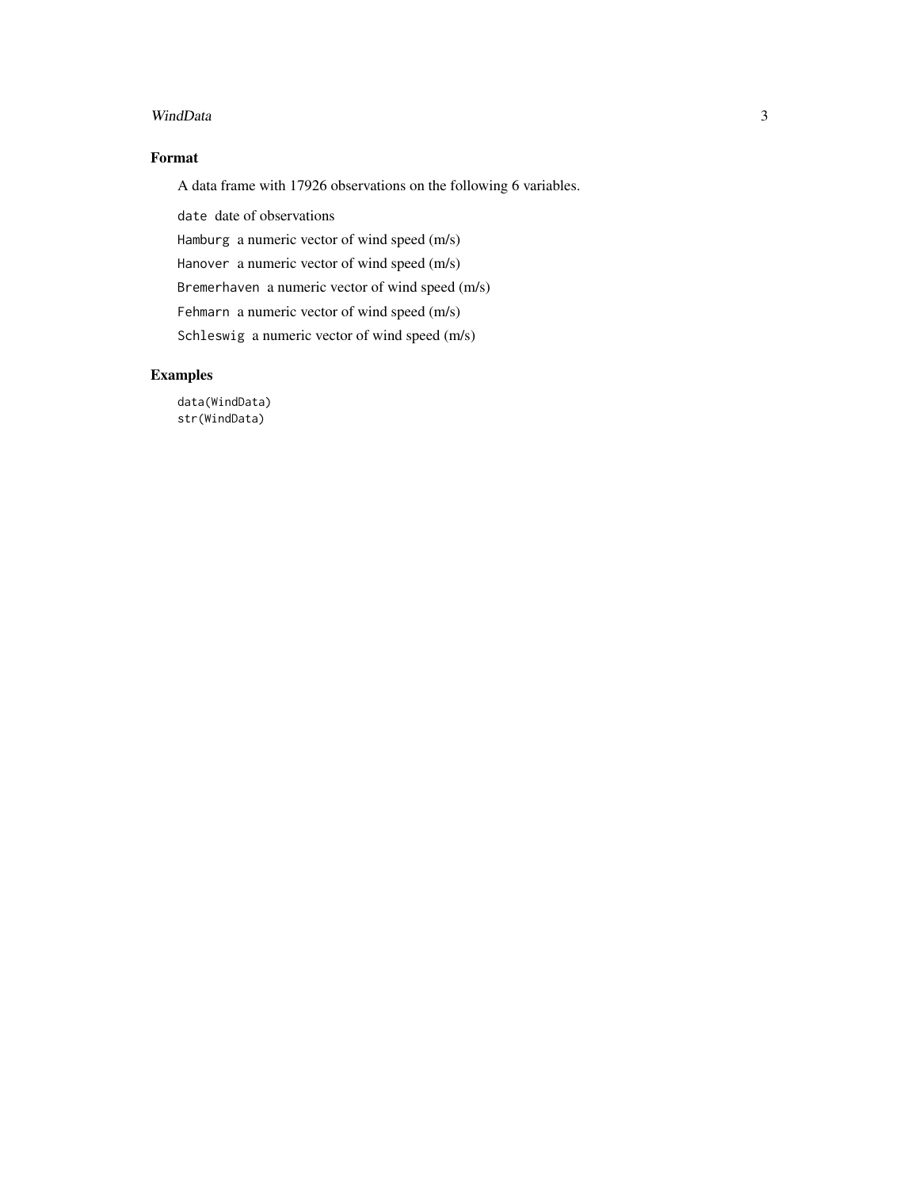## Format

A data frame with 17926 observations on the following 6 variables.

`date` date of observations

`Hamburg` a numeric vector of wind speed (m/s)

`Hanover` a numeric vector of wind speed (m/s)

`Bremerhaven` a numeric vector of wind speed (m/s)

`Fehmarn` a numeric vector of wind speed (m/s)

`Schleswig` a numeric vector of wind speed (m/s)

## Examples

```
data(WindData)
str(WindData)
```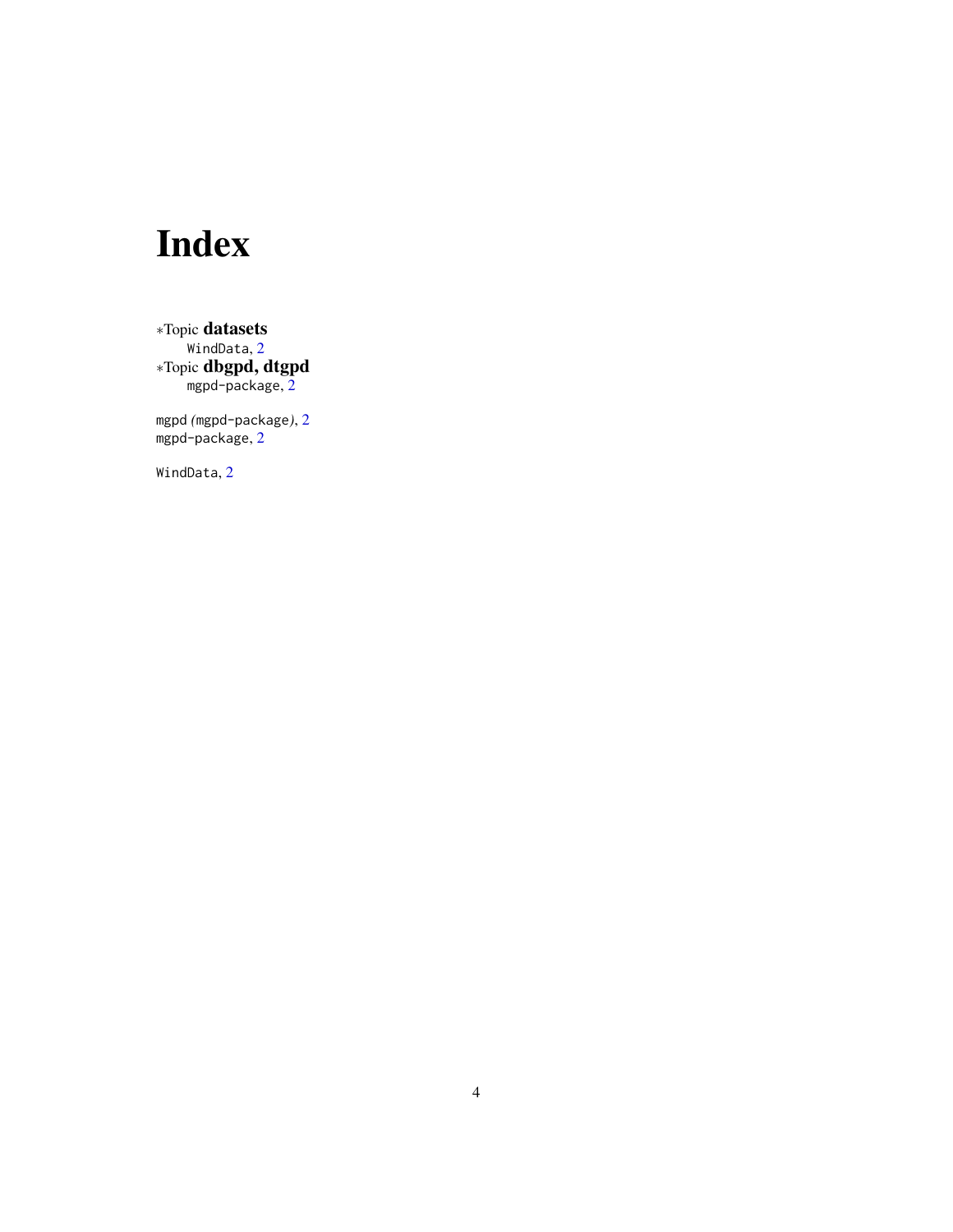# Index

*Topic **datasets**
  WindData, 2
*Topic **dbgpd, dtgpd**
  mgpd-package, 2

mgpd *(*mgpd-package*)*, 2
mgpd-package, 2

WindData, 2